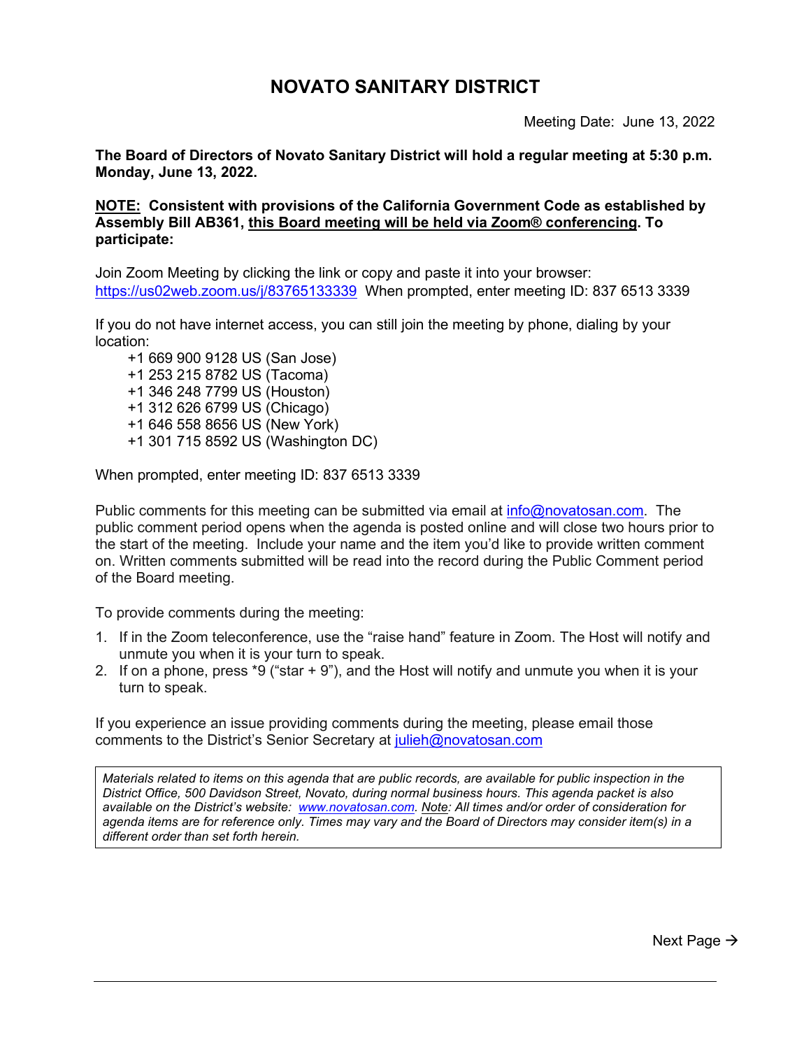# NOVATO SANITARY DISTRICT

Meeting Date: June 13, 2022

**The Board of Directors of Novato Sanitary District will hold a regular meeting at 5:30 p.m. Monday, June 13, 2022.**

**NOTE: Consistent with provisions of the California Government Code as established by Assembly Bill AB361, this Board meeting will be held via Zoom® conferencing. To participate:**

Join Zoom Meeting by clicking the link or copy and paste it into your browser: https://us02web.zoom.us/j/83765133339 When prompted, enter meeting ID: 837 6513 3339

If you do not have internet access, you can still join the meeting by phone, dialing by your location:

- +1 669 900 9128 US (San Jose)
- +1 253 215 8782 US (Tacoma)
- +1 346 248 7799 US (Houston)
- +1 312 626 6799 US (Chicago)
- +1 646 558 8656 US (New York)
- +1 301 715 8592 US (Washington DC)

When prompted, enter meeting ID: 837 6513 3339

Public comments for this meeting can be submitted via email at info@novatosan.com. The public comment period opens when the agenda is posted online and will close two hours prior to the start of the meeting. Include your name and the item you'd like to provide written comment on. Written comments submitted will be read into the record during the Public Comment period of the Board meeting.

To provide comments during the meeting:

1. If in the Zoom teleconference, use the "raise hand" feature in Zoom. The Host will notify and unmute you when it is your turn to speak.
2. If on a phone, press *9 ("star + 9"), and the Host will notify and unmute you when it is your turn to speak.

If you experience an issue providing comments during the meeting, please email those comments to the District's Senior Secretary at julieh@novatosan.com

*Materials related to items on this agenda that are public records, are available for public inspection in the District Office, 500 Davidson Street, Novato, during normal business hours. This agenda packet is also available on the District's website: www.novatosan.com. Note: All times and/or order of consideration for agenda items are for reference only. Times may vary and the Board of Directors may consider item(s) in a different order than set forth herein.*

Next Page →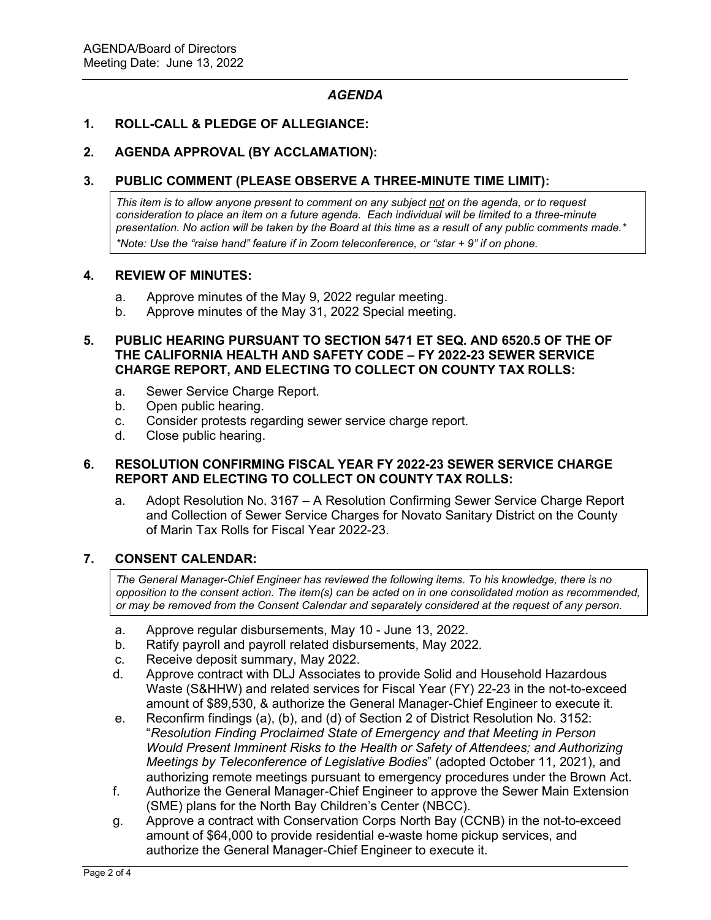AGENDA/Board of Directors
Meeting Date: June 13, 2022

### *AGENDA*

**1. ROLL-CALL & PLEDGE OF ALLEGIANCE:**

**2. AGENDA APPROVAL (BY ACCLAMATION):**

**3. PUBLIC COMMENT (PLEASE OBSERVE A THREE-MINUTE TIME LIMIT):**

> *This item is to allow anyone present to comment on any subject not on the agenda, or to request consideration to place an item on a future agenda. Each individual will be limited to a three-minute presentation. No action will be taken by the Board at this time as a result of any public comments made.**
>
> **Note: Use the "raise hand" feature if in Zoom teleconference, or "star + 9" if on phone.*

**4. REVIEW OF MINUTES:**

a. Approve minutes of the May 9, 2022 regular meeting.
b. Approve minutes of the May 31, 2022 Special meeting.

**5. PUBLIC HEARING PURSUANT TO SECTION 5471 ET SEQ. AND 6520.5 OF THE OF THE CALIFORNIA HEALTH AND SAFETY CODE – FY 2022-23 SEWER SERVICE CHARGE REPORT, AND ELECTING TO COLLECT ON COUNTY TAX ROLLS:**

a. Sewer Service Charge Report.
b. Open public hearing.
c. Consider protests regarding sewer service charge report.
d. Close public hearing.

**6. RESOLUTION CONFIRMING FISCAL YEAR FY 2022-23 SEWER SERVICE CHARGE REPORT AND ELECTING TO COLLECT ON COUNTY TAX ROLLS:**

a. Adopt Resolution No. 3167 – A Resolution Confirming Sewer Service Charge Report and Collection of Sewer Service Charges for Novato Sanitary District on the County of Marin Tax Rolls for Fiscal Year 2022-23.

**7. CONSENT CALENDAR:**

> *The General Manager-Chief Engineer has reviewed the following items. To his knowledge, there is no opposition to the consent action. The item(s) can be acted on in one consolidated motion as recommended, or may be removed from the Consent Calendar and separately considered at the request of any person.*

a. Approve regular disbursements, May 10 - June 13, 2022.
b. Ratify payroll and payroll related disbursements, May 2022.
c. Receive deposit summary, May 2022.
d. Approve contract with DLJ Associates to provide Solid and Household Hazardous Waste (S&HHW) and related services for Fiscal Year (FY) 22-23 in the not-to-exceed amount of $89,530, & authorize the General Manager-Chief Engineer to execute it.
e. Reconfirm findings (a), (b), and (d) of Section 2 of District Resolution No. 3152: "*Resolution Finding Proclaimed State of Emergency and that Meeting in Person Would Present Imminent Risks to the Health or Safety of Attendees; and Authorizing Meetings by Teleconference of Legislative Bodies*" (adopted October 11, 2021), and authorizing remote meetings pursuant to emergency procedures under the Brown Act.
f. Authorize the General Manager-Chief Engineer to approve the Sewer Main Extension (SME) plans for the North Bay Children's Center (NBCC).
g. Approve a contract with Conservation Corps North Bay (CCNB) in the not-to-exceed amount of $64,000 to provide residential e-waste home pickup services, and authorize the General Manager-Chief Engineer to execute it.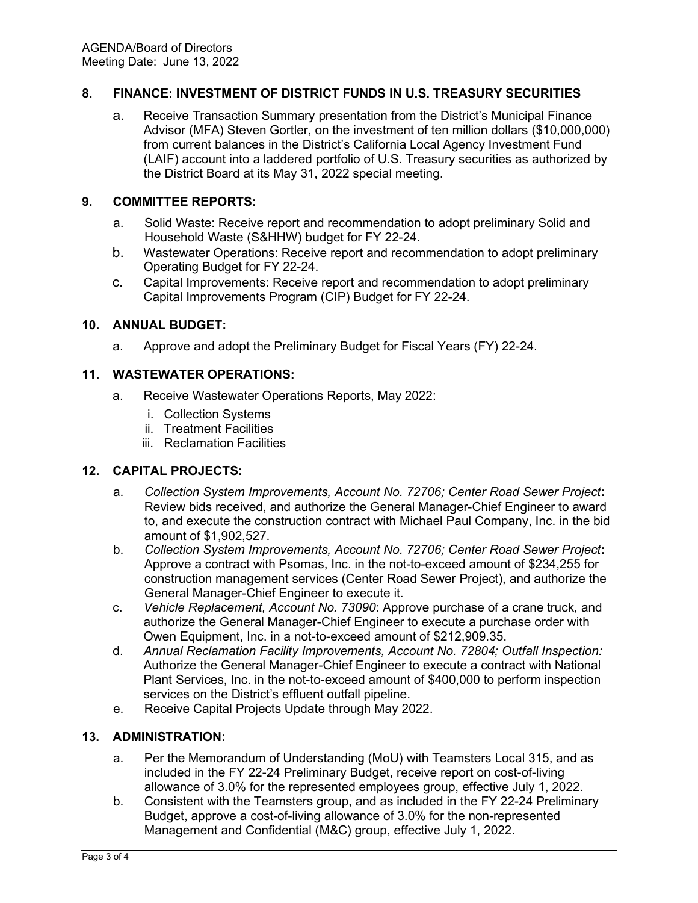AGENDA/Board of Directors
Meeting Date: June 13, 2022

## 8. FINANCE: INVESTMENT OF DISTRICT FUNDS IN U.S. TREASURY SECURITIES

a. Receive Transaction Summary presentation from the District's Municipal Finance Advisor (MFA) Steven Gortler, on the investment of ten million dollars ($10,000,000) from current balances in the District's California Local Agency Investment Fund (LAIF) account into a laddered portfolio of U.S. Treasury securities as authorized by the District Board at its May 31, 2022 special meeting.

## 9. COMMITTEE REPORTS:

a. Solid Waste: Receive report and recommendation to adopt preliminary Solid and Household Waste (S&HHW) budget for FY 22-24.

b. Wastewater Operations: Receive report and recommendation to adopt preliminary Operating Budget for FY 22-24.

c. Capital Improvements: Receive report and recommendation to adopt preliminary Capital Improvements Program (CIP) Budget for FY 22-24.

## 10. ANNUAL BUDGET:

a. Approve and adopt the Preliminary Budget for Fiscal Years (FY) 22-24.

## 11. WASTEWATER OPERATIONS:

a. Receive Wastewater Operations Reports, May 2022:
   - i. Collection Systems
   - ii. Treatment Facilities
   - iii. Reclamation Facilities

## 12. CAPITAL PROJECTS:

a. *Collection System Improvements, Account No. 72706; Center Road Sewer Project*: Review bids received, and authorize the General Manager-Chief Engineer to award to, and execute the construction contract with Michael Paul Company, Inc. in the bid amount of $1,902,527.

b. *Collection System Improvements, Account No. 72706; Center Road Sewer Project*: Approve a contract with Psomas, Inc. in the not-to-exceed amount of $234,255 for construction management services (Center Road Sewer Project), and authorize the General Manager-Chief Engineer to execute it.

c. *Vehicle Replacement, Account No. 73090*: Approve purchase of a crane truck, and authorize the General Manager-Chief Engineer to execute a purchase order with Owen Equipment, Inc. in a not-to-exceed amount of $212,909.35.

d. *Annual Reclamation Facility Improvements, Account No. 72804; Outfall Inspection:* Authorize the General Manager-Chief Engineer to execute a contract with National Plant Services, Inc. in the not-to-exceed amount of $400,000 to perform inspection services on the District's effluent outfall pipeline.

e. Receive Capital Projects Update through May 2022.

## 13. ADMINISTRATION:

a. Per the Memorandum of Understanding (MoU) with Teamsters Local 315, and as included in the FY 22-24 Preliminary Budget, receive report on cost-of-living allowance of 3.0% for the represented employees group, effective July 1, 2022.

b. Consistent with the Teamsters group, and as included in the FY 22-24 Preliminary Budget, approve a cost-of-living allowance of 3.0% for the non-represented Management and Confidential (M&C) group, effective July 1, 2022.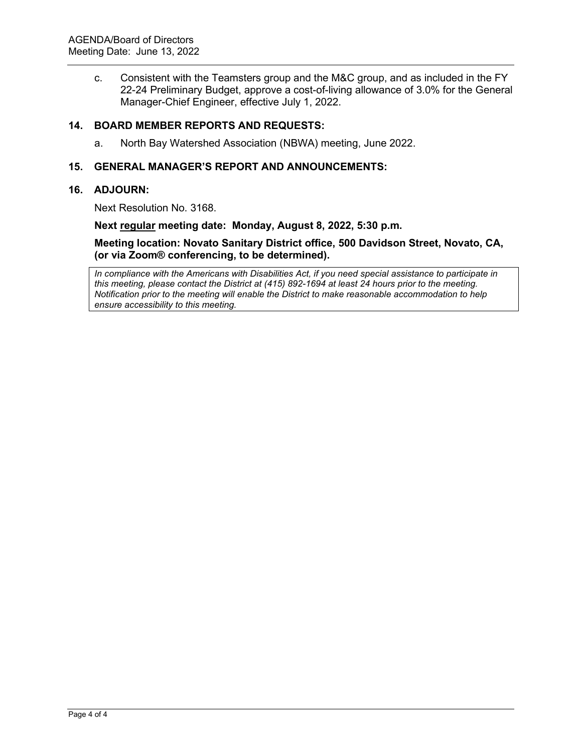c. Consistent with the Teamsters group and the M&C group, and as included in the FY 22-24 Preliminary Budget, approve a cost-of-living allowance of 3.0% for the General Manager-Chief Engineer, effective July 1, 2022.

## 14. BOARD MEMBER REPORTS AND REQUESTS:

a. North Bay Watershed Association (NBWA) meeting, June 2022.

## 15. GENERAL MANAGER'S REPORT AND ANNOUNCEMENTS:

## 16. ADJOURN:

Next Resolution No. 3168.

**Next <u>regular</u> meeting date: Monday, August 8, 2022, 5:30 p.m.**

**Meeting location: Novato Sanitary District office, 500 Davidson Street, Novato, CA, (or via Zoom® conferencing, to be determined).**

*In compliance with the Americans with Disabilities Act, if you need special assistance to participate in this meeting, please contact the District at (415) 892-1694 at least 24 hours prior to the meeting. Notification prior to the meeting will enable the District to make reasonable accommodation to help ensure accessibility to this meeting.*